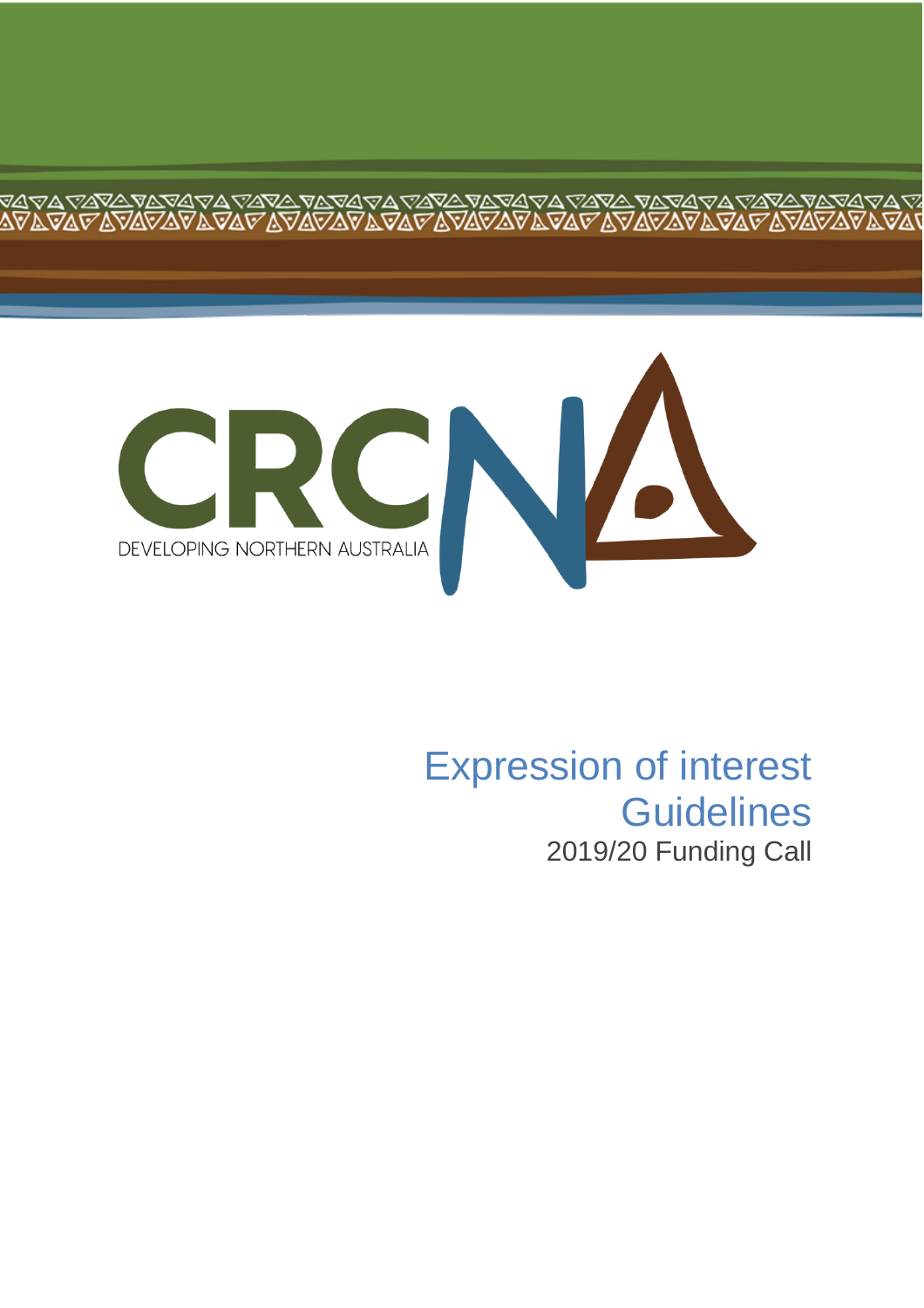CRCNA

DEVELOPING NORTHERN AUSTRALIA

# Expression of interest Guidelines

2019/20 Funding Call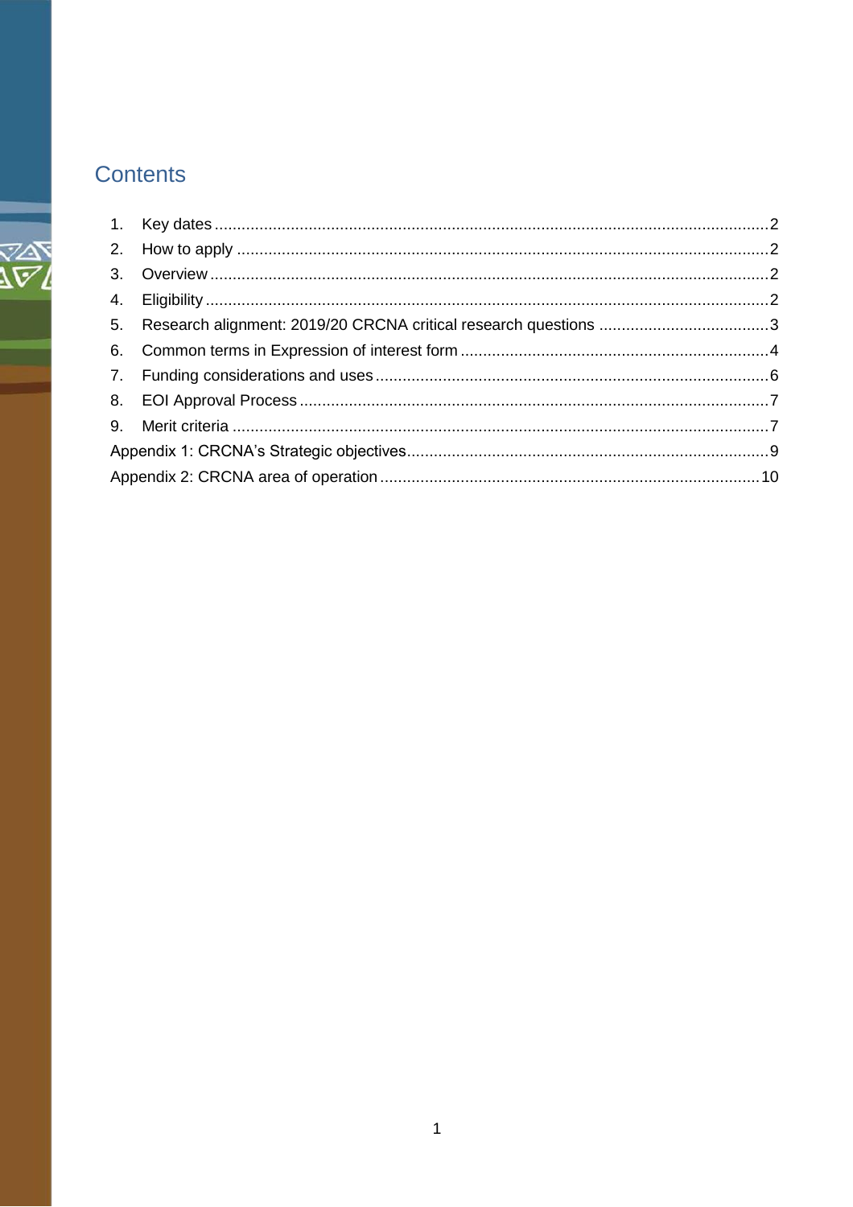## Contents

1. Key dates .......... 2
2. How to apply .......... 2
3. Overview .......... 2
4. Eligibility .......... 2
5. Research alignment: 2019/20 CRCNA critical research questions .......... 3
6. Common terms in Expression of interest form .......... 4
7. Funding considerations and uses .......... 6
8. EOI Approval Process .......... 7
9. Merit criteria .......... 7

Appendix 1: CRCNA's Strategic objectives .......... 9

Appendix 2: CRCNA area of operation .......... 10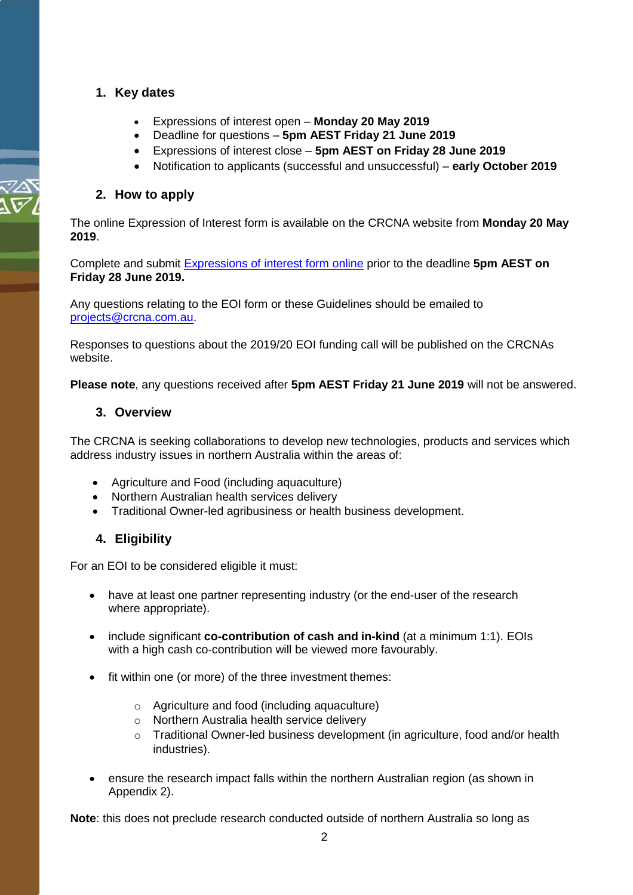## 1. Key dates

- Expressions of interest open – **Monday 20 May 2019**
- Deadline for questions – **5pm AEST Friday 21 June 2019**
- Expressions of interest close – **5pm AEST on Friday 28 June 2019**
- Notification to applicants (successful and unsuccessful) – **early October 2019**

## 2. How to apply

The online Expression of Interest form is available on the CRCNA website from **Monday 20 May 2019**.

Complete and submit [Expressions of interest form online]() prior to the deadline **5pm AEST on Friday 28 June 2019.**

Any questions relating to the EOI form or these Guidelines should be emailed to [projects@crcna.com.au](mailto:projects@crcna.com.au).

Responses to questions about the 2019/20 EOI funding call will be published on the CRCNAs website.

**Please note**, any questions received after **5pm AEST Friday 21 June 2019** will not be answered.

## 3. Overview

The CRCNA is seeking collaborations to develop new technologies, products and services which address industry issues in northern Australia within the areas of:

- Agriculture and Food (including aquaculture)
- Northern Australian health services delivery
- Traditional Owner-led agribusiness or health business development.

## 4. Eligibility

For an EOI to be considered eligible it must:

- have at least one partner representing industry (or the end-user of the research where appropriate).
- include significant **co-contribution of cash and in-kind** (at a minimum 1:1). EOIs with a high cash co-contribution will be viewed more favourably.
- fit within one (or more) of the three investment themes:
  - Agriculture and food (including aquaculture)
  - Northern Australia health service delivery
  - Traditional Owner-led business development (in agriculture, food and/or health industries).
- ensure the research impact falls within the northern Australian region (as shown in Appendix 2).

**Note**: this does not preclude research conducted outside of northern Australia so long as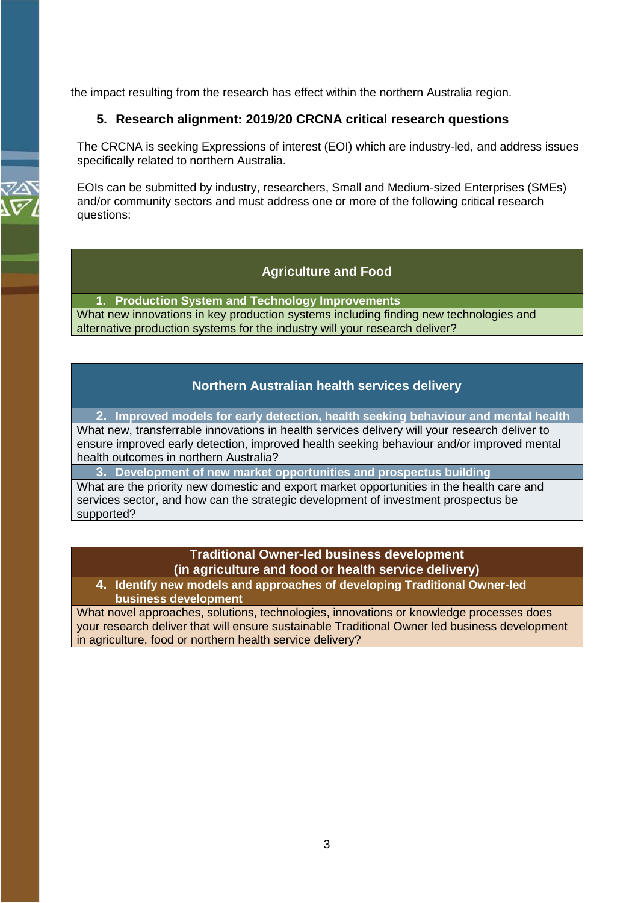the impact resulting from the research has effect within the northern Australia region.

## 5. Research alignment: 2019/20 CRCNA critical research questions

The CRCNA is seeking Expressions of interest (EOI) which are industry-led, and address issues specifically related to northern Australia.

EOIs can be submitted by industry, researchers, Small and Medium-sized Enterprises (SMEs) and/or community sectors and must address one or more of the following critical research questions:

| Agriculture and Food |
| --- |
| **1. Production System and Technology Improvements** |
| What new innovations in key production systems including finding new technologies and alternative production systems for the industry will your research deliver? |

| Northern Australian health services delivery |
| --- |
| **2. Improved models for early detection, health seeking behaviour and mental health** |
| What new, transferrable innovations in health services delivery will your research deliver to ensure improved early detection, improved health seeking behaviour and/or improved mental health outcomes in northern Australia? |
| **3. Development of new market opportunities and prospectus building** |
| What are the priority new domestic and export market opportunities in the health care and services sector, and how can the strategic development of investment prospectus be supported? |

| Traditional Owner-led business development (in agriculture and food or health service delivery) |
| --- |
| **4. Identify new models and approaches of developing Traditional Owner-led business development** |
| What novel approaches, solutions, technologies, innovations or knowledge processes does your research deliver that will ensure sustainable Traditional Owner led business development in agriculture, food or northern health service delivery? |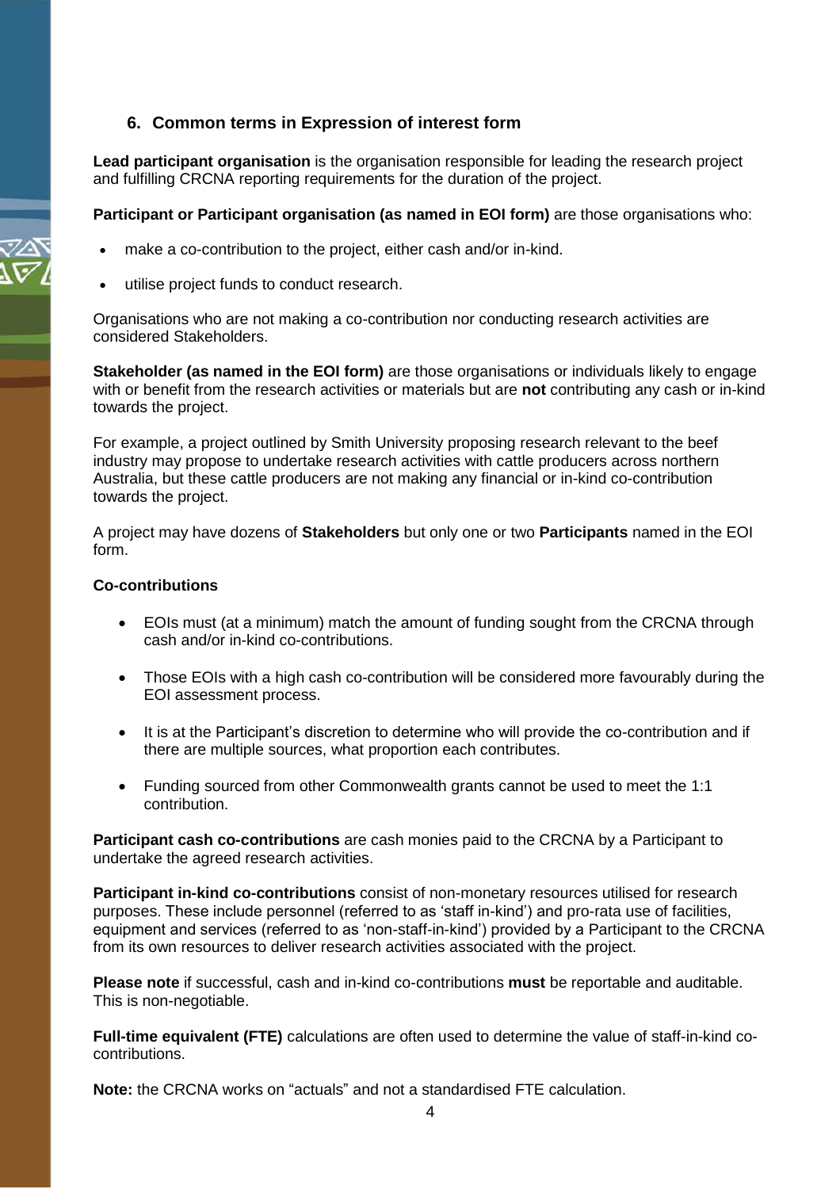## 6. Common terms in Expression of interest form

**Lead participant organisation** is the organisation responsible for leading the research project and fulfilling CRCNA reporting requirements for the duration of the project.

**Participant or Participant organisation (as named in EOI form)** are those organisations who:

- make a co-contribution to the project, either cash and/or in-kind.
- utilise project funds to conduct research.

Organisations who are not making a co-contribution nor conducting research activities are considered Stakeholders.

**Stakeholder (as named in the EOI form)** are those organisations or individuals likely to engage with or benefit from the research activities or materials but are **not** contributing any cash or in-kind towards the project.

For example, a project outlined by Smith University proposing research relevant to the beef industry may propose to undertake research activities with cattle producers across northern Australia, but these cattle producers are not making any financial or in-kind co-contribution towards the project.

A project may have dozens of **Stakeholders** but only one or two **Participants** named in the EOI form.

**Co-contributions**

- EOIs must (at a minimum) match the amount of funding sought from the CRCNA through cash and/or in-kind co-contributions.
- Those EOIs with a high cash co-contribution will be considered more favourably during the EOI assessment process.
- It is at the Participant's discretion to determine who will provide the co-contribution and if there are multiple sources, what proportion each contributes.
- Funding sourced from other Commonwealth grants cannot be used to meet the 1:1 contribution.

**Participant cash co-contributions** are cash monies paid to the CRCNA by a Participant to undertake the agreed research activities.

**Participant in-kind co-contributions** consist of non-monetary resources utilised for research purposes. These include personnel (referred to as 'staff in-kind') and pro-rata use of facilities, equipment and services (referred to as 'non-staff-in-kind') provided by a Participant to the CRCNA from its own resources to deliver research activities associated with the project.

**Please note** if successful, cash and in-kind co-contributions **must** be reportable and auditable. This is non-negotiable.

**Full-time equivalent (FTE)** calculations are often used to determine the value of staff-in-kind co-contributions.

**Note:** the CRCNA works on "actuals" and not a standardised FTE calculation.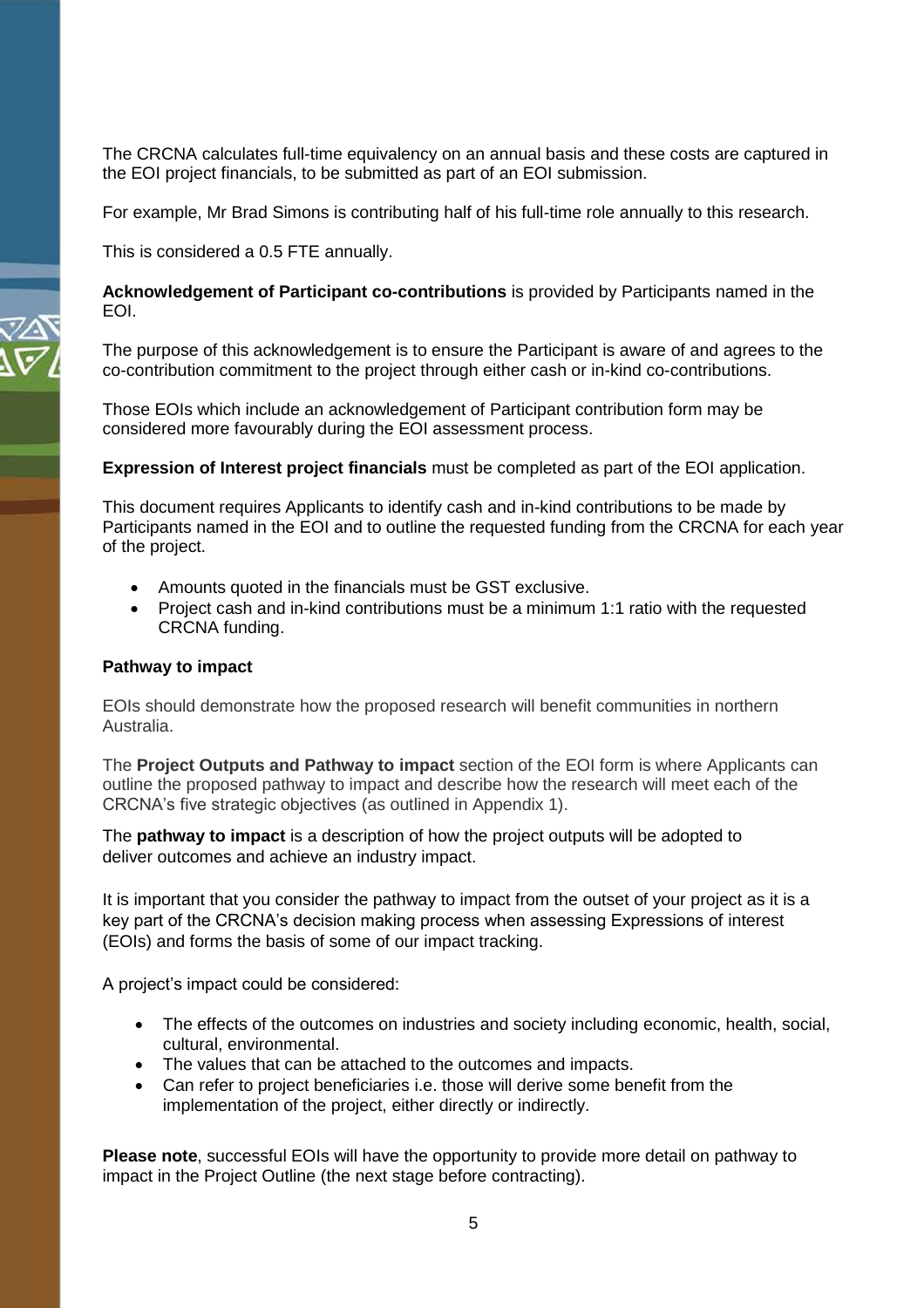The CRCNA calculates full-time equivalency on an annual basis and these costs are captured in the EOI project financials, to be submitted as part of an EOI submission.

For example, Mr Brad Simons is contributing half of his full-time role annually to this research.

This is considered a 0.5 FTE annually.

**Acknowledgement of Participant co-contributions** is provided by Participants named in the EOI.

The purpose of this acknowledgement is to ensure the Participant is aware of and agrees to the co-contribution commitment to the project through either cash or in-kind co-contributions.

Those EOIs which include an acknowledgement of Participant contribution form may be considered more favourably during the EOI assessment process.

**Expression of Interest project financials** must be completed as part of the EOI application.

This document requires Applicants to identify cash and in-kind contributions to be made by Participants named in the EOI and to outline the requested funding from the CRCNA for each year of the project.

- Amounts quoted in the financials must be GST exclusive.
- Project cash and in-kind contributions must be a minimum 1:1 ratio with the requested CRCNA funding.

**Pathway to impact**

EOIs should demonstrate how the proposed research will benefit communities in northern Australia.

The **Project Outputs and Pathway to impact** section of the EOI form is where Applicants can outline the proposed pathway to impact and describe how the research will meet each of the CRCNA's five strategic objectives (as outlined in Appendix 1).

The **pathway to impact** is a description of how the project outputs will be adopted to deliver outcomes and achieve an industry impact.

It is important that you consider the pathway to impact from the outset of your project as it is a key part of the CRCNA's decision making process when assessing Expressions of interest (EOIs) and forms the basis of some of our impact tracking.

A project's impact could be considered:

- The effects of the outcomes on industries and society including economic, health, social, cultural, environmental.
- The values that can be attached to the outcomes and impacts.
- Can refer to project beneficiaries i.e. those will derive some benefit from the implementation of the project, either directly or indirectly.

**Please note**, successful EOIs will have the opportunity to provide more detail on pathway to impact in the Project Outline (the next stage before contracting).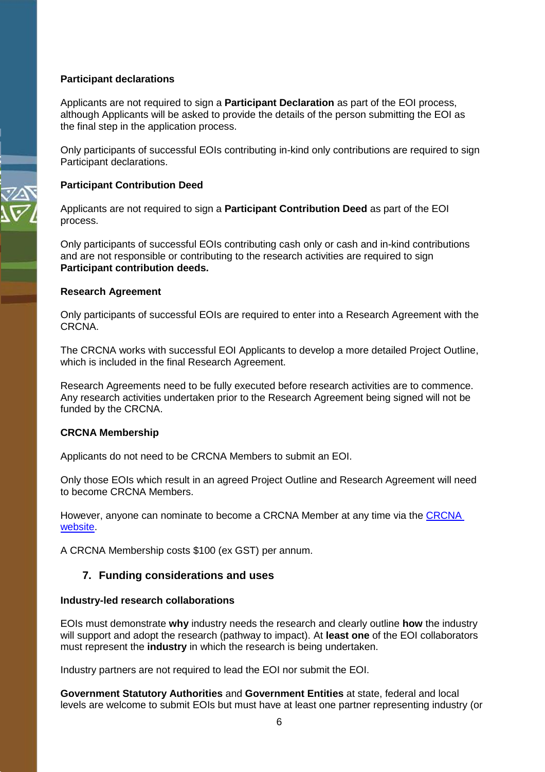**Participant declarations**

Applicants are not required to sign a **Participant Declaration** as part of the EOI process, although Applicants will be asked to provide the details of the person submitting the EOI as the final step in the application process.

Only participants of successful EOIs contributing in-kind only contributions are required to sign Participant declarations.

**Participant Contribution Deed**

Applicants are not required to sign a **Participant Contribution Deed** as part of the EOI process.

Only participants of successful EOIs contributing cash only or cash and in-kind contributions and are not responsible or contributing to the research activities are required to sign **Participant contribution deeds.**

**Research Agreement**

Only participants of successful EOIs are required to enter into a Research Agreement with the CRCNA.

The CRCNA works with successful EOI Applicants to develop a more detailed Project Outline, which is included in the final Research Agreement.

Research Agreements need to be fully executed before research activities are to commence. Any research activities undertaken prior to the Research Agreement being signed will not be funded by the CRCNA.

**CRCNA Membership**

Applicants do not need to be CRCNA Members to submit an EOI.

Only those EOIs which result in an agreed Project Outline and Research Agreement will need to become CRCNA Members.

However, anyone can nominate to become a CRCNA Member at any time via the CRCNA website.

A CRCNA Membership costs $100 (ex GST) per annum.

## 7. Funding considerations and uses

**Industry-led research collaborations**

EOIs must demonstrate **why** industry needs the research and clearly outline **how** the industry will support and adopt the research (pathway to impact). At **least one** of the EOI collaborators must represent the **industry** in which the research is being undertaken.

Industry partners are not required to lead the EOI nor submit the EOI.

**Government Statutory Authorities** and **Government Entities** at state, federal and local levels are welcome to submit EOIs but must have at least one partner representing industry (or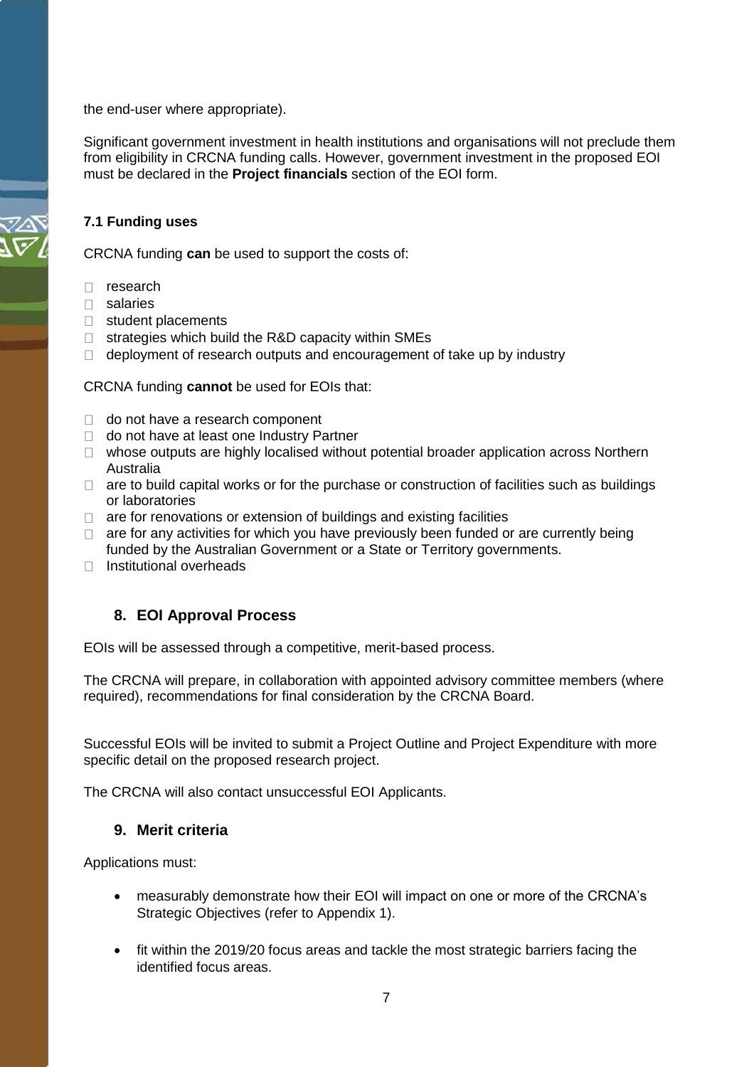the end-user where appropriate).

Significant government investment in health institutions and organisations will not preclude them from eligibility in CRCNA funding calls. However, government investment in the proposed EOI must be declared in the **Project financials** section of the EOI form.

### 7.1 Funding uses

CRCNA funding **can** be used to support the costs of:

- research
- salaries
- student placements
- strategies which build the R&D capacity within SMEs
- deployment of research outputs and encouragement of take up by industry

CRCNA funding **cannot** be used for EOIs that:

- do not have a research component
- do not have at least one Industry Partner
- whose outputs are highly localised without potential broader application across Northern Australia
- are to build capital works or for the purchase or construction of facilities such as buildings or laboratories
- are for renovations or extension of buildings and existing facilities
- are for any activities for which you have previously been funded or are currently being funded by the Australian Government or a State or Territory governments.
- Institutional overheads

## 8. EOI Approval Process

EOIs will be assessed through a competitive, merit-based process.

The CRCNA will prepare, in collaboration with appointed advisory committee members (where required), recommendations for final consideration by the CRCNA Board.

Successful EOIs will be invited to submit a Project Outline and Project Expenditure with more specific detail on the proposed research project.

The CRCNA will also contact unsuccessful EOI Applicants.

## 9. Merit criteria

Applications must:

- measurably demonstrate how their EOI will impact on one or more of the CRCNA's Strategic Objectives (refer to Appendix 1).
- fit within the 2019/20 focus areas and tackle the most strategic barriers facing the identified focus areas.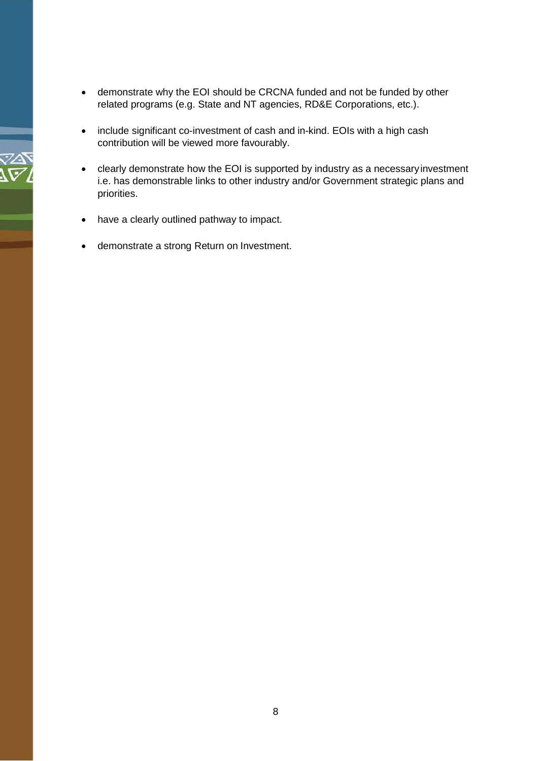- demonstrate why the EOI should be CRCNA funded and not be funded by other related programs (e.g. State and NT agencies, RD&E Corporations, etc.).

- include significant co-investment of cash and in-kind. EOIs with a high cash contribution will be viewed more favourably.

- clearly demonstrate how the EOI is supported by industry as a necessary investment i.e. has demonstrable links to other industry and/or Government strategic plans and priorities.

- have a clearly outlined pathway to impact.

- demonstrate a strong Return on Investment.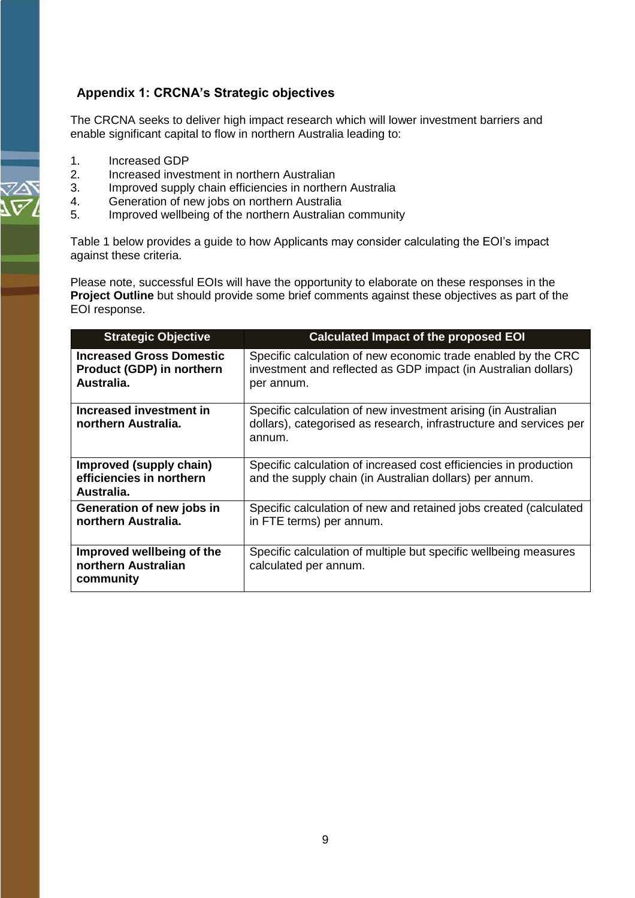## Appendix 1: CRCNA's Strategic objectives

The CRCNA seeks to deliver high impact research which will lower investment barriers and enable significant capital to flow in northern Australia leading to:

1. Increased GDP
2. Increased investment in northern Australian
3. Improved supply chain efficiencies in northern Australia
4. Generation of new jobs on northern Australia
5. Improved wellbeing of the northern Australian community

Table 1 below provides a guide to how Applicants may consider calculating the EOI's impact against these criteria.

Please note, successful EOIs will have the opportunity to elaborate on these responses in the **Project Outline** but should provide some brief comments against these objectives as part of the EOI response.

| Strategic Objective | Calculated Impact of the proposed EOI |
|---|---|
| **Increased Gross Domestic Product (GDP) in northern Australia.** | Specific calculation of new economic trade enabled by the CRC investment and reflected as GDP impact (in Australian dollars) per annum. |
| **Increased investment in northern Australia.** | Specific calculation of new investment arising (in Australian dollars), categorised as research, infrastructure and services per annum. |
| **Improved (supply chain) efficiencies in northern Australia.** | Specific calculation of increased cost efficiencies in production and the supply chain (in Australian dollars) per annum. |
| **Generation of new jobs in northern Australia.** | Specific calculation of new and retained jobs created (calculated in FTE terms) per annum. |
| **Improved wellbeing of the northern Australian community** | Specific calculation of multiple but specific wellbeing measures calculated per annum. |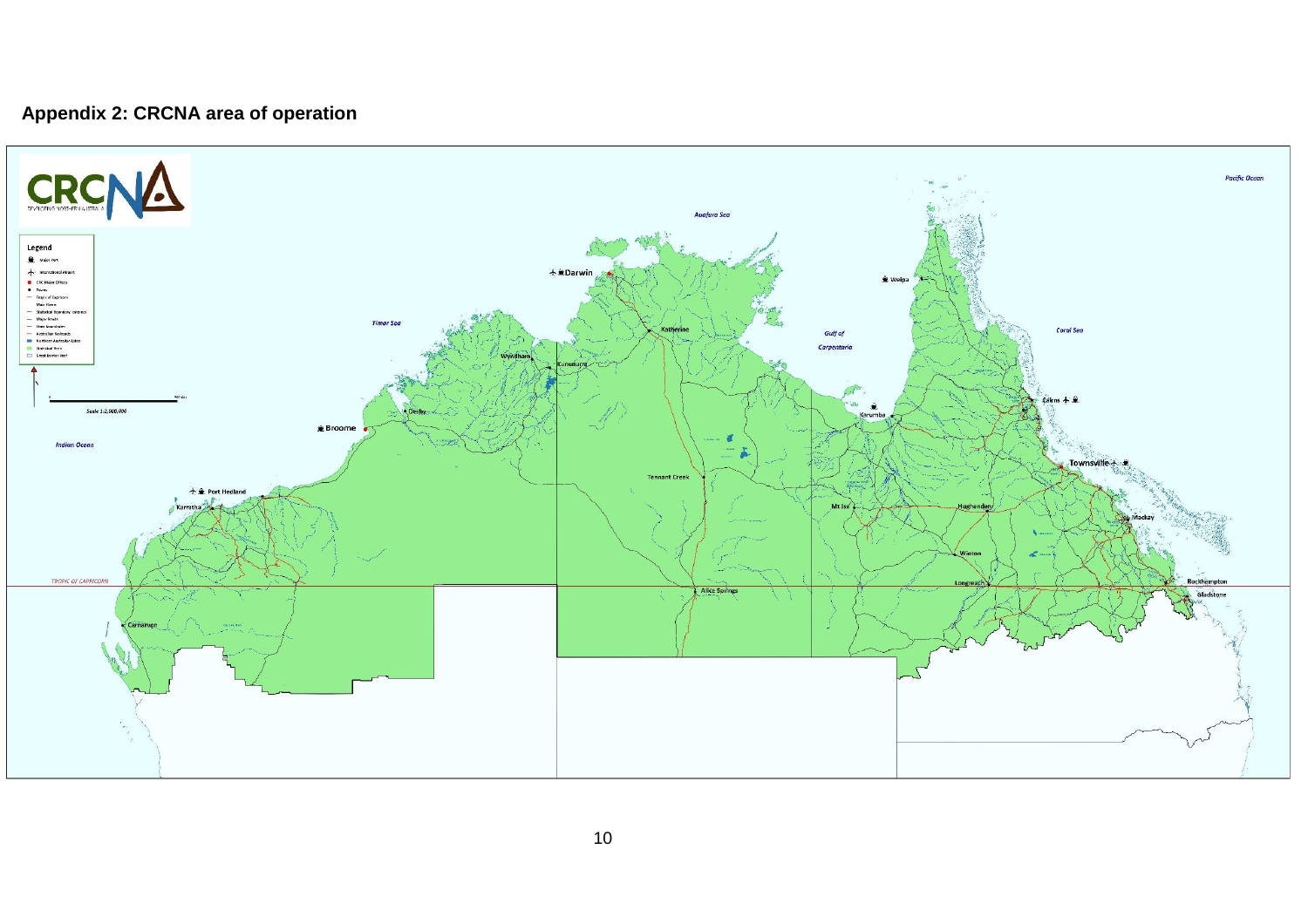## Appendix 2: CRCNA area of operation

CRCNA
DEVELOPING NORTHERN AUSTRALIA

Legend

Major Port
International Airport
CRC Major Offices
Towns
Tropic of Capricorn
Main Rivers
Statistical Boundary external
Major Roads
State boundaries
Australian Railroads
Northern Australia Lakes
Statistical Area
Great Barrier Reef

Scale 1:2,000,000

Pacific Ocean
Arafura Sea
Timor Sea
Gulf of Carpentaria
Coral Sea
Indian Ocean
TROPIC OF CAPRICORN

Darwin
Weipa
Katherine
Wyndham
Kununurra
Derby
Broome
Karumba
Cairns
Townsville
Tennant Creek
Port Hedland
Karratha
Mt Isa
Hughenden
Mackay
Winton
Longreach
Rockhampton
Gladstone
Alice Springs
Carnarvon